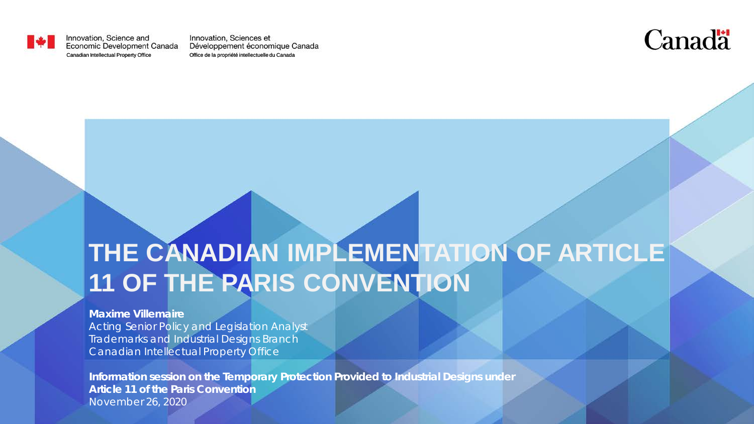Innovation, Science and Economic Development Canada
Canadian Intellectual Property Office

Innovation, Sciences et Développement économique Canada
Office de la propriété intellectuelle du Canada

Canada

# THE CANADIAN IMPLEMENTATION OF ARTICLE 11 OF THE PARIS CONVENTION

**Maxime Villemaire**
Acting Senior Policy and Legislation Analyst
Trademarks and Industrial Designs Branch
Canadian Intellectual Property Office

**Information session on the Temporary Protection Provided to Industrial Designs under Article 11 of the Paris Convention**
November 26, 2020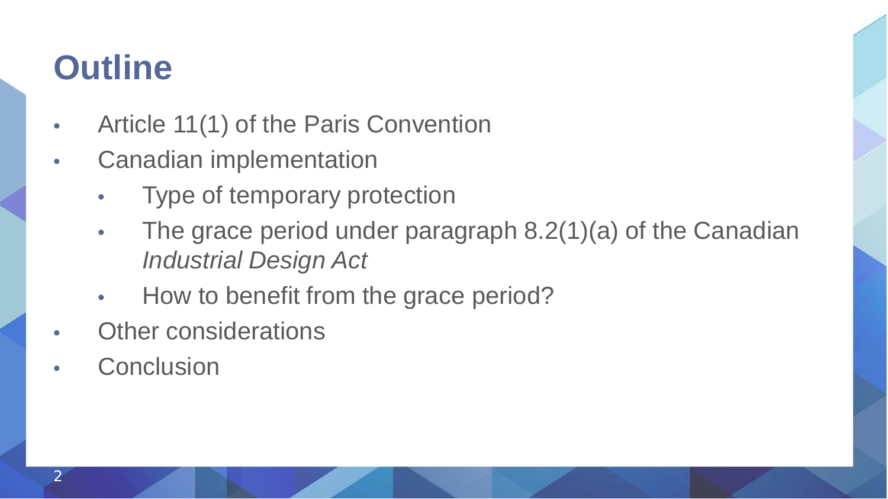# Outline

- Article 11(1) of the Paris Convention
- Canadian implementation
  - Type of temporary protection
  - The grace period under paragraph 8.2(1)(a) of the Canadian *Industrial Design Act*
  - How to benefit from the grace period?
- Other considerations
- Conclusion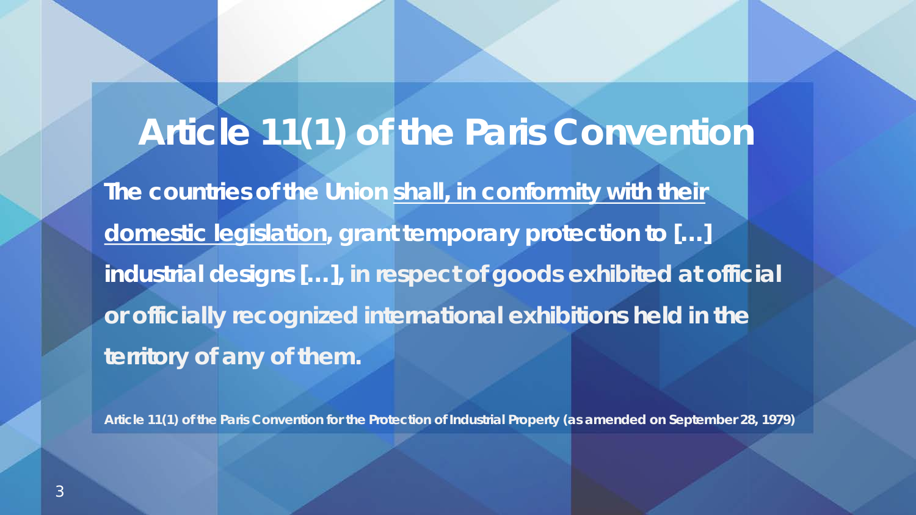# Article 11(1) of the Paris Convention

**The countries of the Union <u>shall, in conformity with their domestic legislation</u>, grant temporary protection to […] industrial designs […], in respect of goods exhibited at official or officially recognized international exhibitions held in the territory of any of them.**

**Article 11(1) of the Paris Convention for the Protection of Industrial Property (as amended on September 28, 1979)**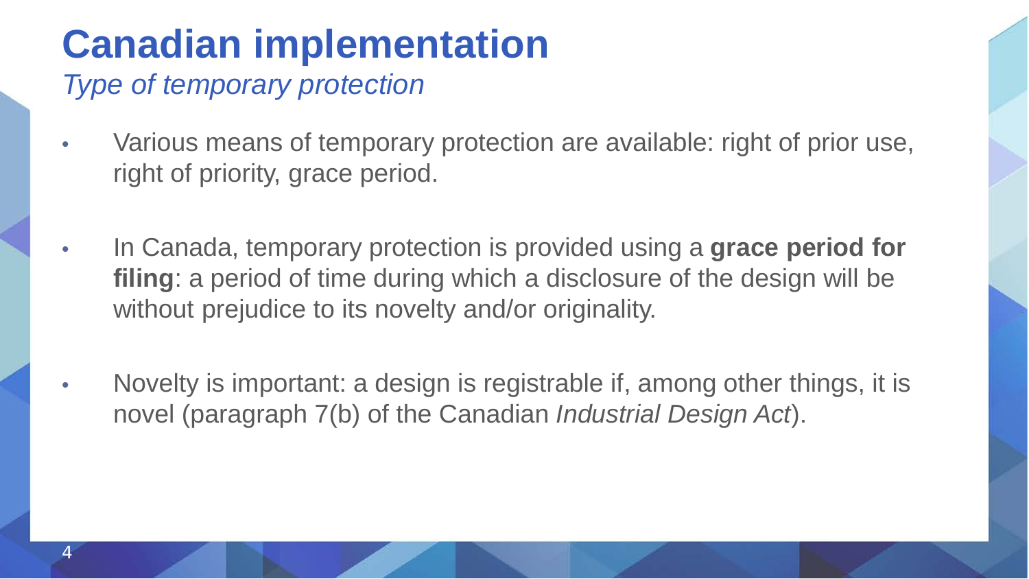# Canadian implementation

*Type of temporary protection*

- Various means of temporary protection are available: right of prior use, right of priority, grace period.

- In Canada, temporary protection is provided using a **grace period for filing**: a period of time during which a disclosure of the design will be without prejudice to its novelty and/or originality.

- Novelty is important: a design is registrable if, among other things, it is novel (paragraph 7(b) of the Canadian *Industrial Design Act*).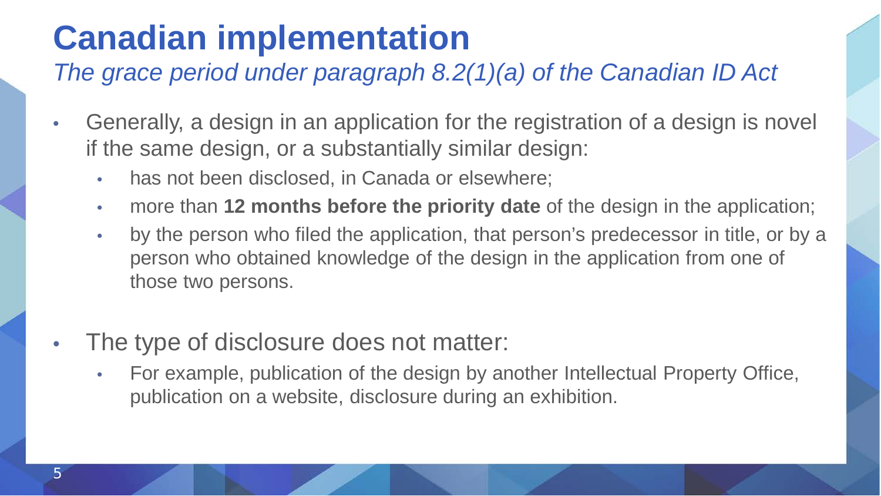# Canadian implementation

*The grace period under paragraph 8.2(1)(a) of the Canadian ID Act*

- Generally, a design in an application for the registration of a design is novel if the same design, or a substantially similar design:
  - has not been disclosed, in Canada or elsewhere;
  - more than **12 months before the priority date** of the design in the application;
  - by the person who filed the application, that person's predecessor in title, or by a person who obtained knowledge of the design in the application from one of those two persons.

- The type of disclosure does not matter:
  - For example, publication of the design by another Intellectual Property Office, publication on a website, disclosure during an exhibition.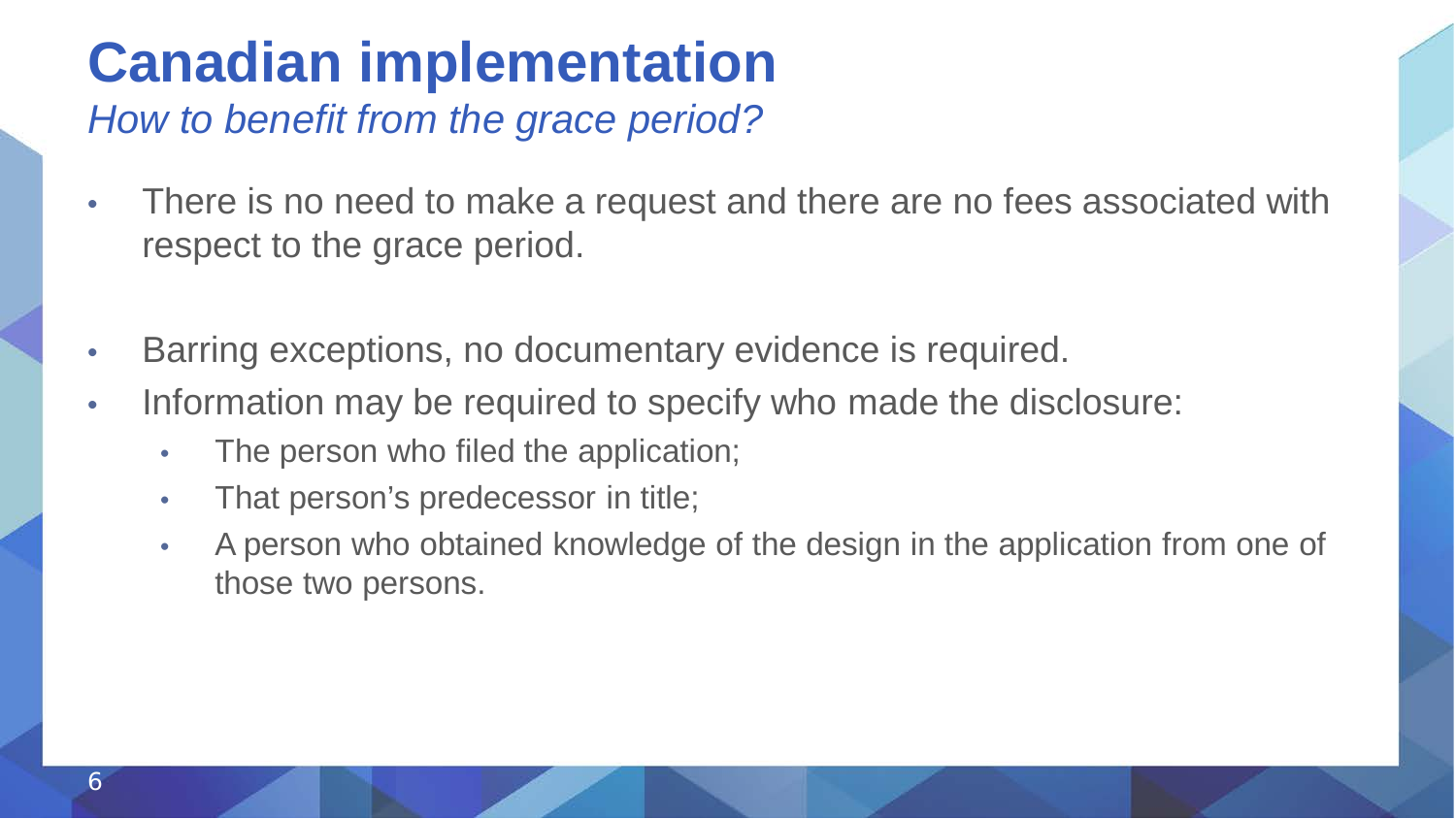# Canadian implementation

*How to benefit from the grace period?*

- There is no need to make a request and there are no fees associated with respect to the grace period.
- Barring exceptions, no documentary evidence is required.
- Information may be required to specify who made the disclosure:
  - The person who filed the application;
  - That person's predecessor in title;
  - A person who obtained knowledge of the design in the application from one of those two persons.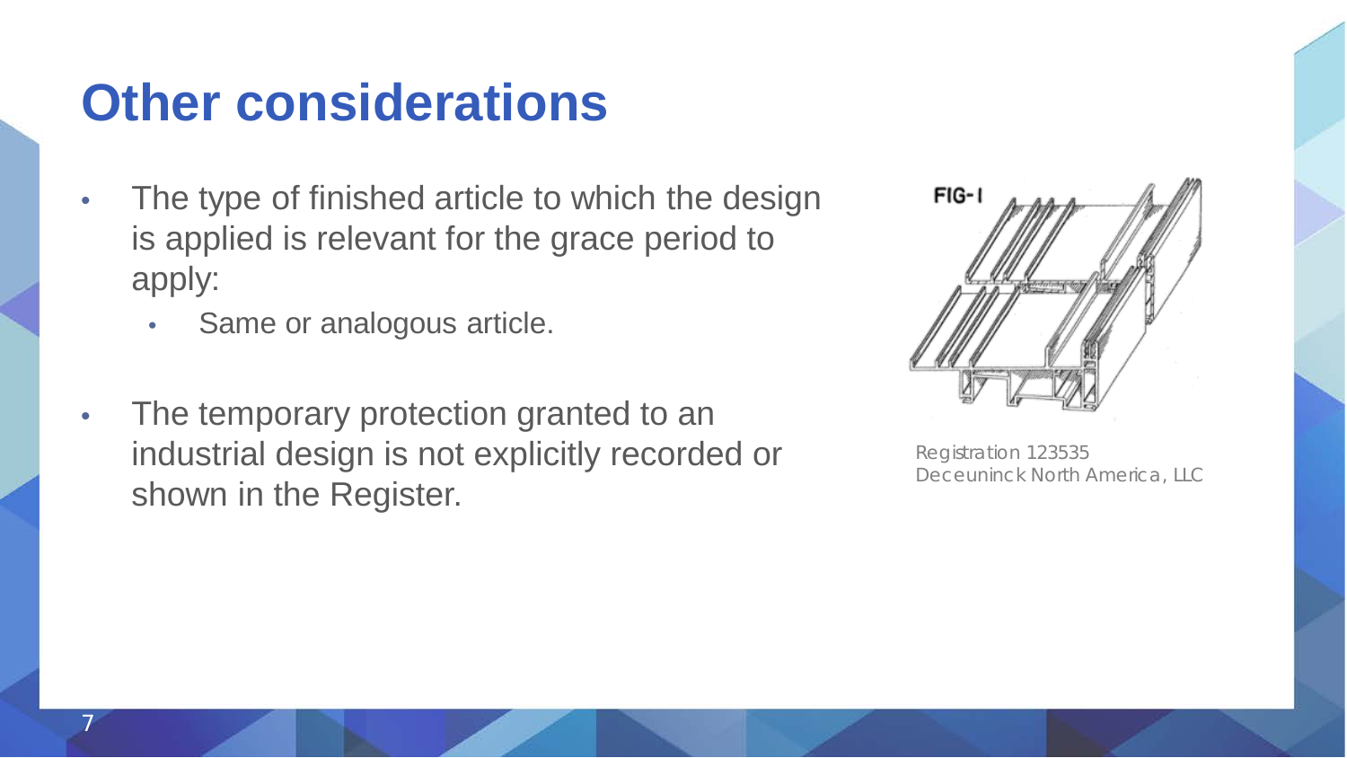# Other considerations

- The type of finished article to which the design is applied is relevant for the grace period to apply:
  - Same or analogous article.
- The temporary protection granted to an industrial design is not explicitly recorded or shown in the Register.

Registration 123535
Deceuninck North America, LLC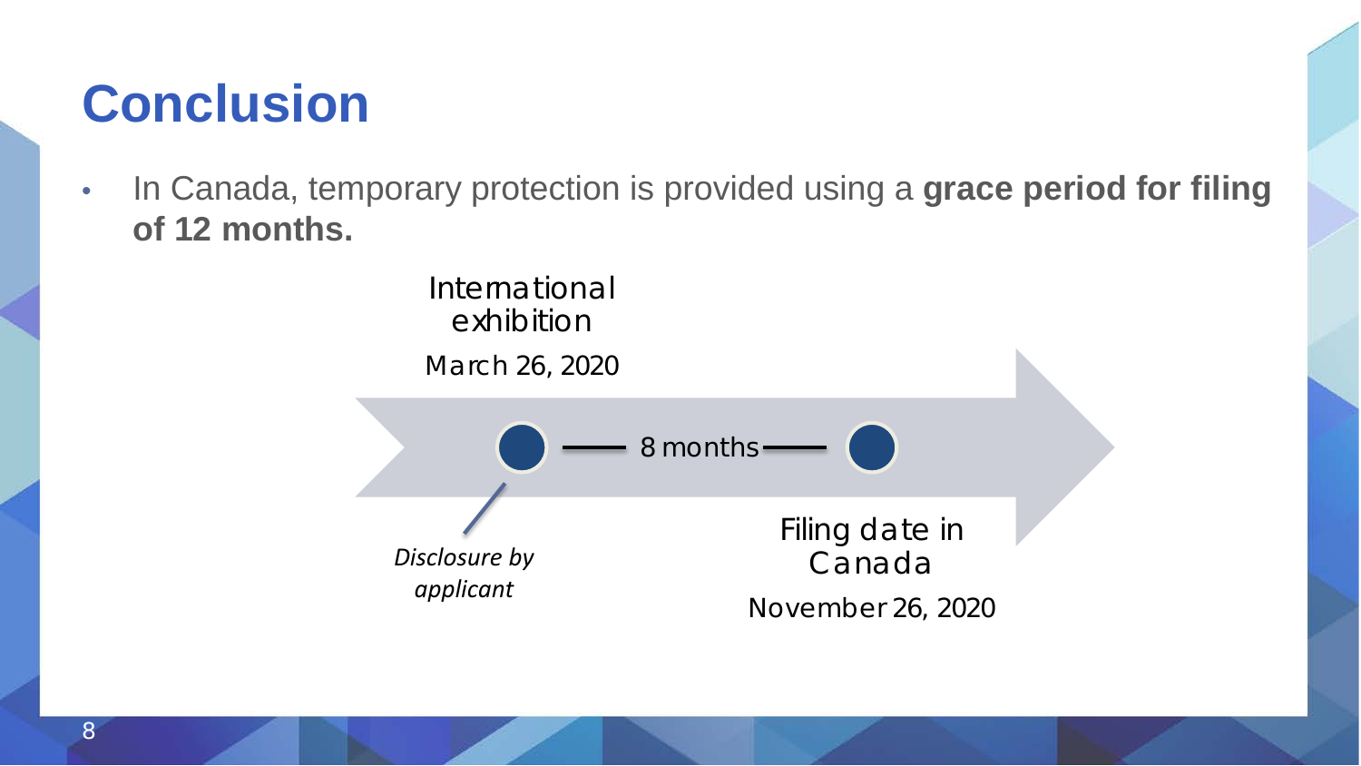# Conclusion

- In Canada, temporary protection is provided using a **grace period for filing of 12 months.**

International exhibition

March 26, 2020

8 months

*Disclosure by applicant*

Filing date in Canada

November 26, 2020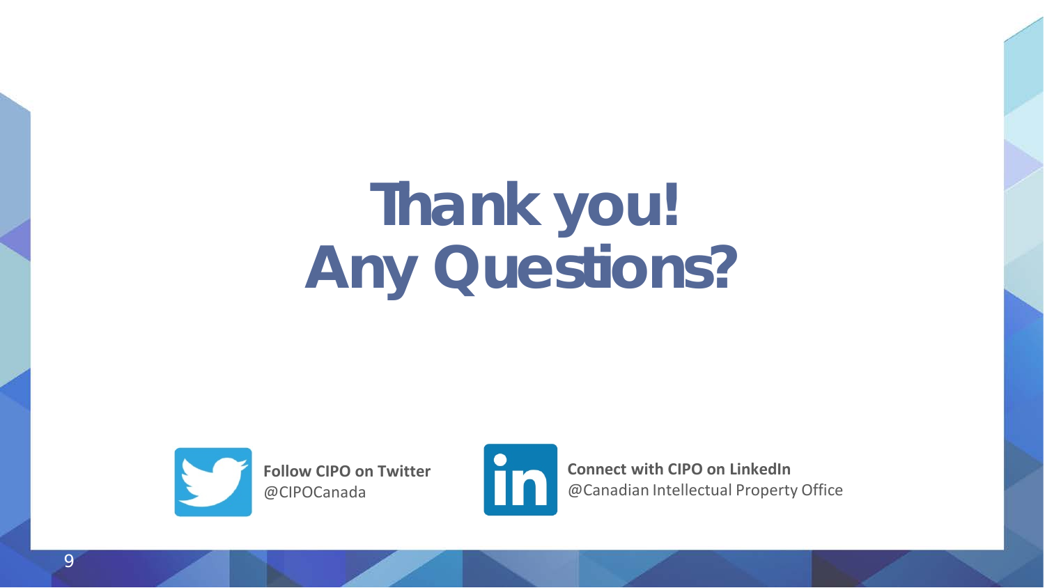# Thank you!
# Any Questions?

**Follow CIPO on Twitter**
@CIPOCanada

**Connect with CIPO on LinkedIn**
@Canadian Intellectual Property Office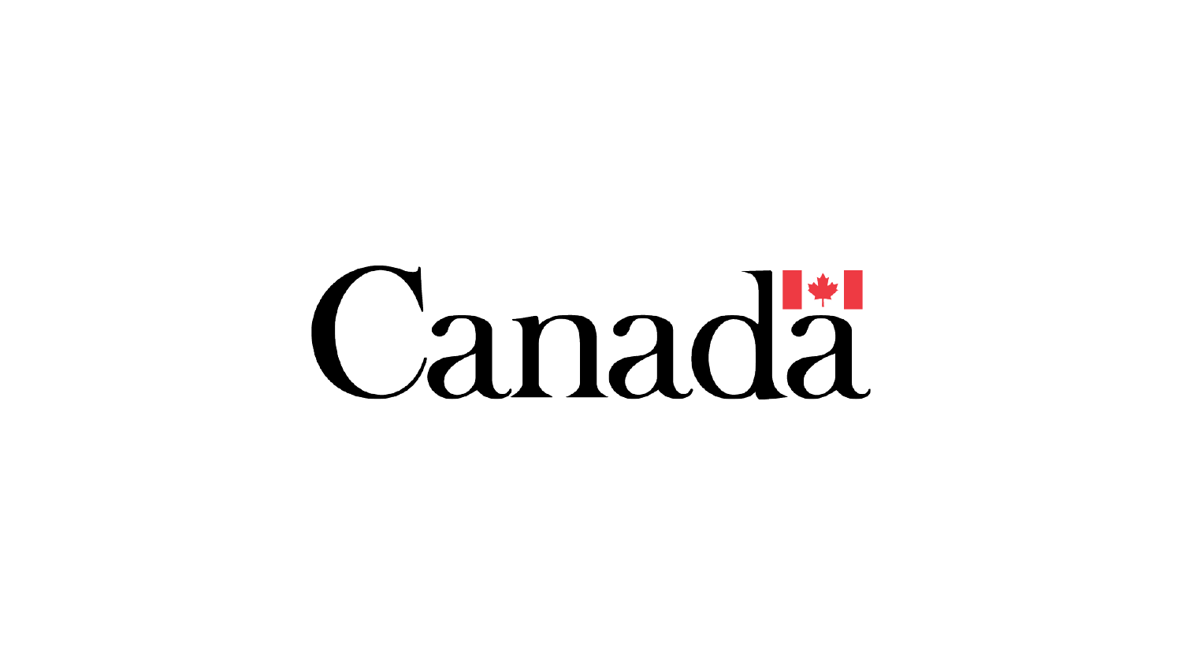Canada